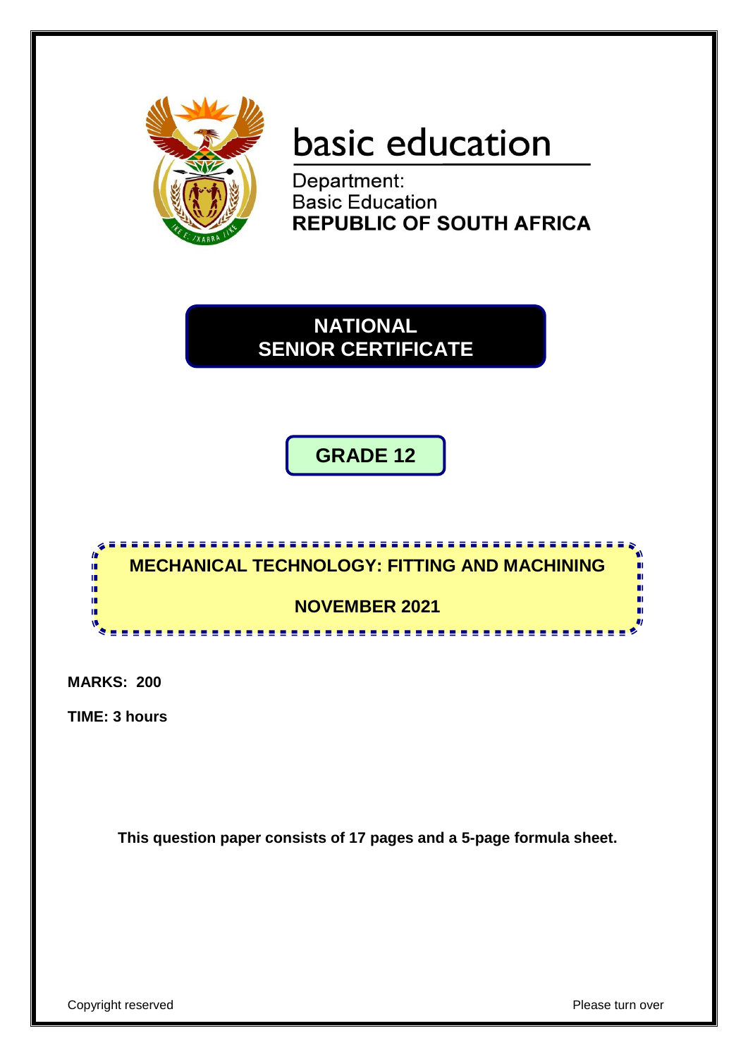basic education

Department:
Basic Education
**REPUBLIC OF SOUTH AFRICA**

# NATIONAL SENIOR CERTIFICATE

## GRADE 12

## MECHANICAL TECHNOLOGY: FITTING AND MACHINING

## NOVEMBER 2021

**MARKS: 200**

**TIME: 3 hours**

**This question paper consists of 17 pages and a 5-page formula sheet.**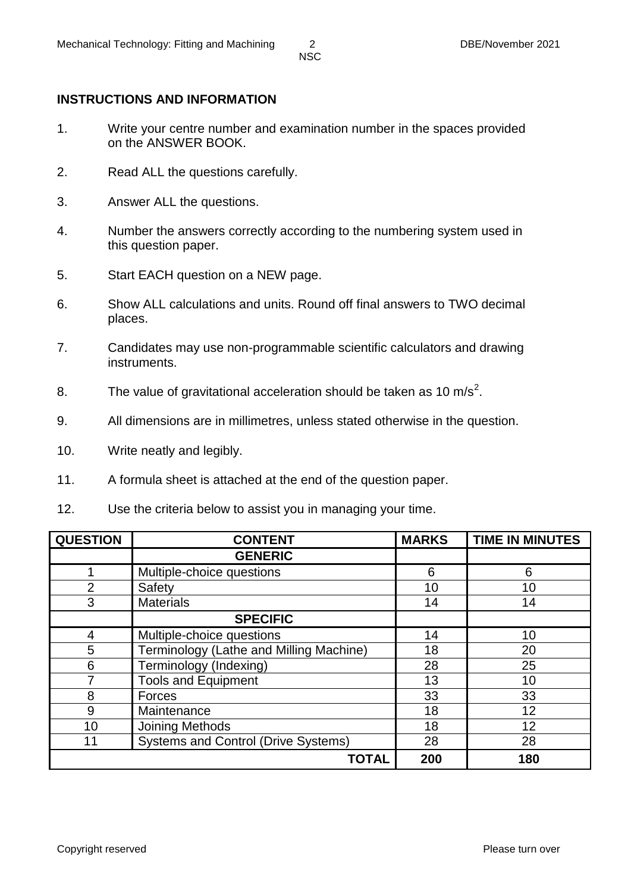## INSTRUCTIONS AND INFORMATION

1. Write your centre number and examination number in the spaces provided on the ANSWER BOOK.
2. Read ALL the questions carefully.
3. Answer ALL the questions.
4. Number the answers correctly according to the numbering system used in this question paper.
5. Start EACH question on a NEW page.
6. Show ALL calculations and units. Round off final answers to TWO decimal places.
7. Candidates may use non-programmable scientific calculators and drawing instruments.
8. The value of gravitational acceleration should be taken as 10 $m/s^2$.
9. All dimensions are in millimetres, unless stated otherwise in the question.
10. Write neatly and legibly.
11. A formula sheet is attached at the end of the question paper.
12. Use the criteria below to assist you in managing your time.

| QUESTION | CONTENT | MARKS | TIME IN MINUTES |
|---|---|---|---|
| | **GENERIC** | | |
| 1 | Multiple-choice questions | 6 | 6 |
| 2 | Safety | 10 | 10 |
| 3 | Materials | 14 | 14 |
| | **SPECIFIC** | | |
| 4 | Multiple-choice questions | 14 | 10 |
| 5 | Terminology (Lathe and Milling Machine) | 18 | 20 |
| 6 | Terminology (Indexing) | 28 | 25 |
| 7 | Tools and Equipment | 13 | 10 |
| 8 | Forces | 33 | 33 |
| 9 | Maintenance | 18 | 12 |
| 10 | Joining Methods | 18 | 12 |
| 11 | Systems and Control (Drive Systems) | 28 | 28 |
| | **TOTAL** | **200** | **180** |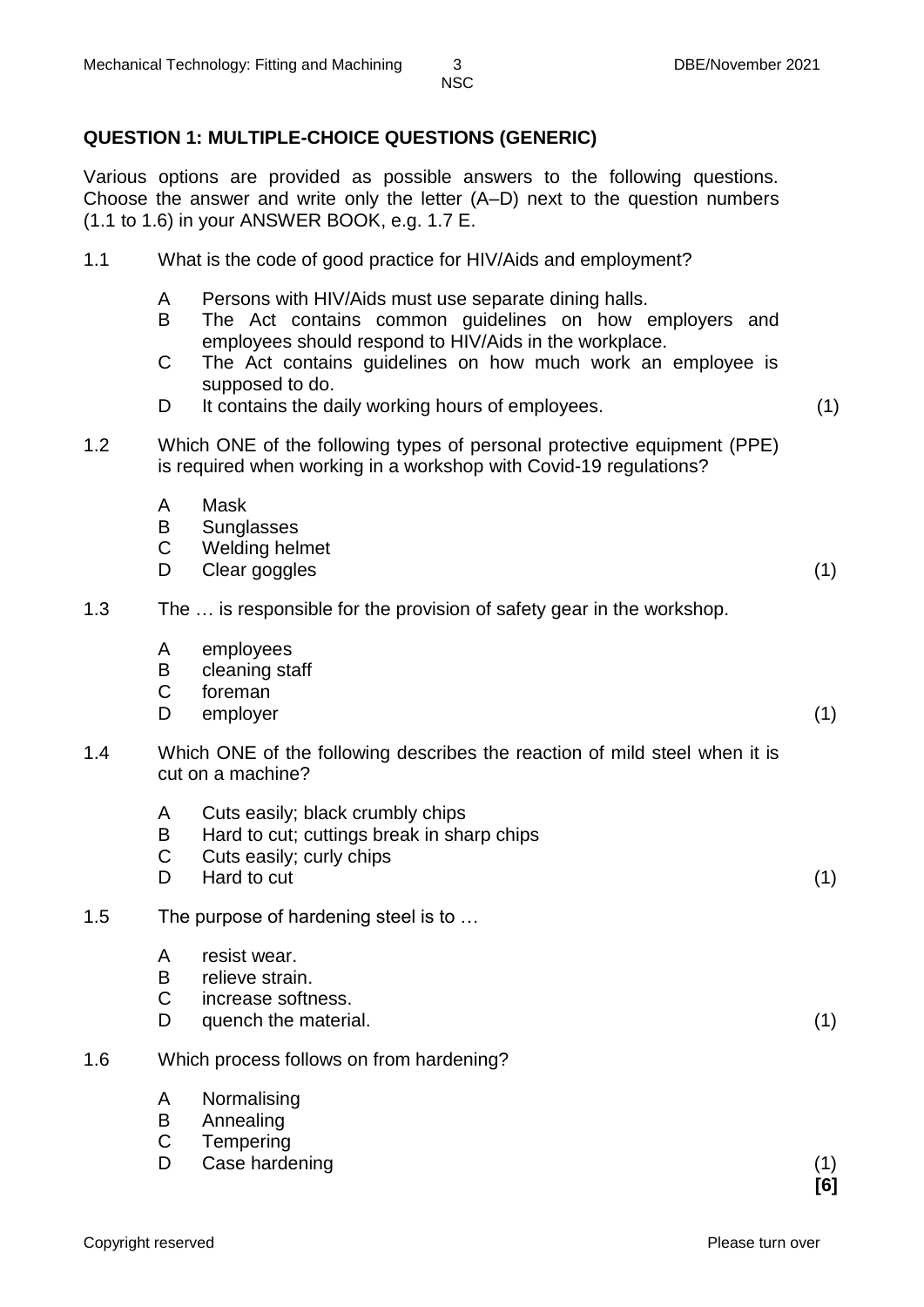## QUESTION 1: MULTIPLE-CHOICE QUESTIONS (GENERIC)

Various options are provided as possible answers to the following questions. Choose the answer and write only the letter (A–D) next to the question numbers (1.1 to 1.6) in your ANSWER BOOK, e.g. 1.7 E.

1.1 What is the code of good practice for HIV/Aids and employment?

- A Persons with HIV/Aids must use separate dining halls.
- B The Act contains common guidelines on how employers and employees should respond to HIV/Aids in the workplace.
- C The Act contains guidelines on how much work an employee is supposed to do.
- D It contains the daily working hours of employees. (1)

1.2 Which ONE of the following types of personal protective equipment (PPE) is required when working in a workshop with Covid-19 regulations?

- A Mask
- B Sunglasses
- C Welding helmet
- D Clear goggles (1)

1.3 The … is responsible for the provision of safety gear in the workshop.

- A employees
- B cleaning staff
- C foreman
- D employer (1)

1.4 Which ONE of the following describes the reaction of mild steel when it is cut on a machine?

- A Cuts easily; black crumbly chips
- B Hard to cut; cuttings break in sharp chips
- C Cuts easily; curly chips
- D Hard to cut (1)

1.5 The purpose of hardening steel is to …

- A resist wear.
- B relieve strain.
- C increase softness.
- D quench the material. (1)

1.6 Which process follows on from hardening?

- A Normalising
- B Annealing
- C Tempering
- D Case hardening (1)

**[6]**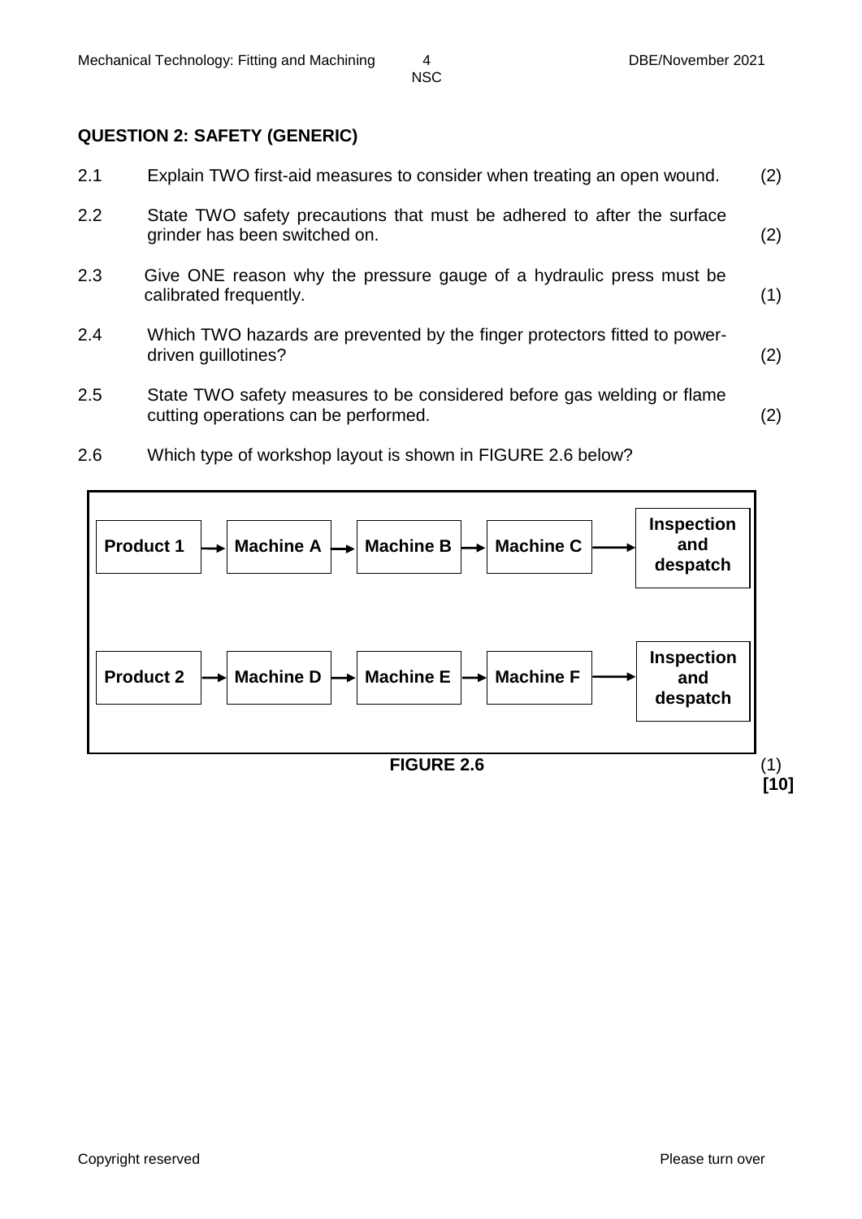## QUESTION 2: SAFETY (GENERIC)

2.1 Explain TWO first-aid measures to consider when treating an open wound. (2)

2.2 State TWO safety precautions that must be adhered to after the surface grinder has been switched on. (2)

2.3 Give ONE reason why the pressure gauge of a hydraulic press must be calibrated frequently. (1)

2.4 Which TWO hazards are prevented by the finger protectors fitted to power-driven guillotines? (2)

2.5 State TWO safety measures to be considered before gas welding or flame cutting operations can be performed. (2)

2.6 Which type of workshop layout is shown in FIGURE 2.6 below?

**Product 1** → **Machine A** → **Machine B** → **Machine C** → **Inspection and despatch**

**Product 2** → **Machine D** → **Machine E** → **Machine F** → **Inspection and despatch**

**FIGURE 2.6** (1)

**[10]**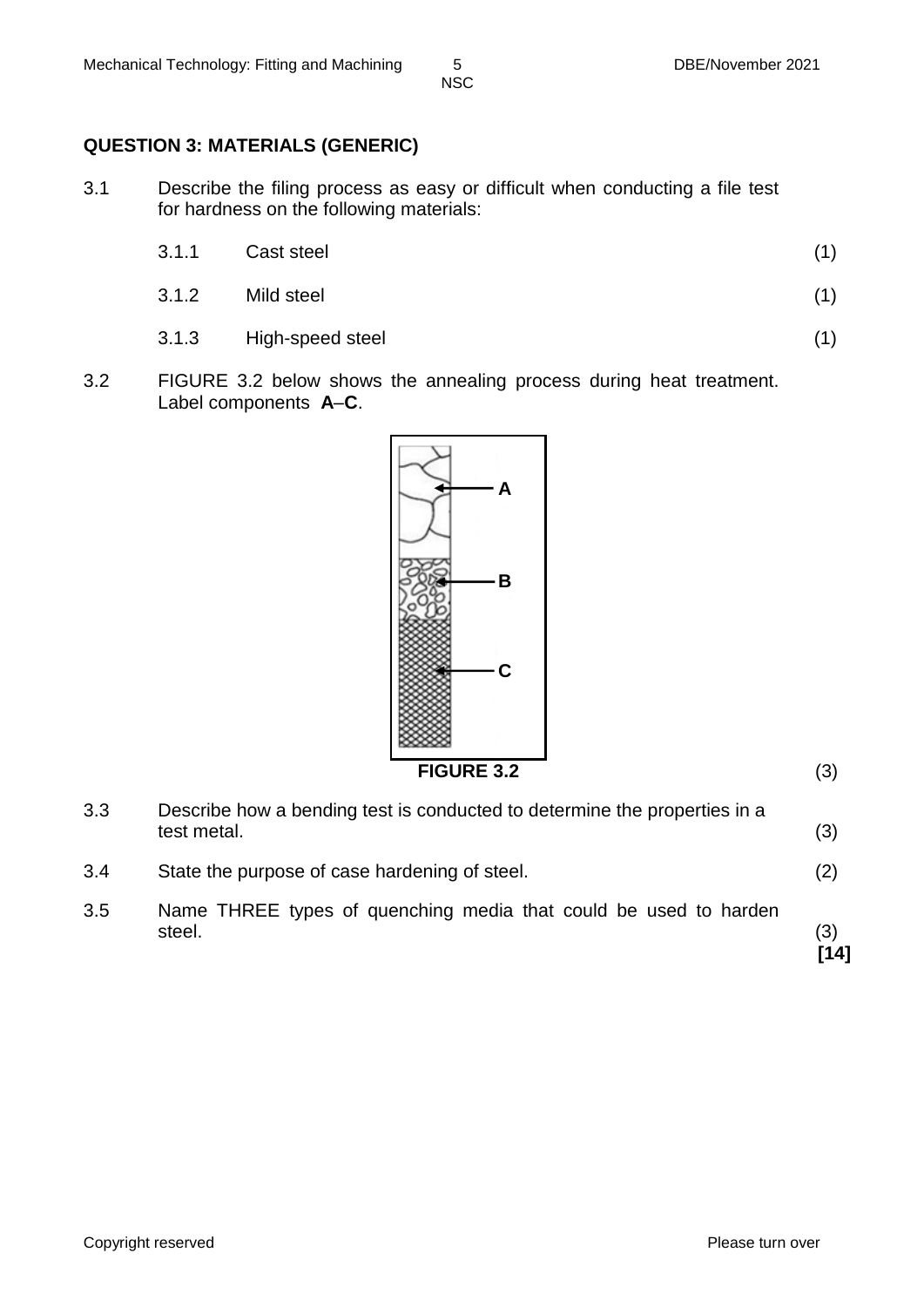## QUESTION 3: MATERIALS (GENERIC)

3.1 Describe the filing process as easy or difficult when conducting a file test for hardness on the following materials:

| | | |
|---|---|---|
| 3.1.1 | Cast steel | (1) |
| 3.1.2 | Mild steel | (1) |
| 3.1.3 | High-speed steel | (1) |

3.2 FIGURE 3.2 below shows the annealing process during heat treatment. Label components **A**–**C**.

A

B

C

**FIGURE 3.2** (3)

3.3 Describe how a bending test is conducted to determine the properties in a test metal. (3)

3.4 State the purpose of case hardening of steel. (2)

3.5 Name THREE types of quenching media that could be used to harden steel. (3)

**[14]**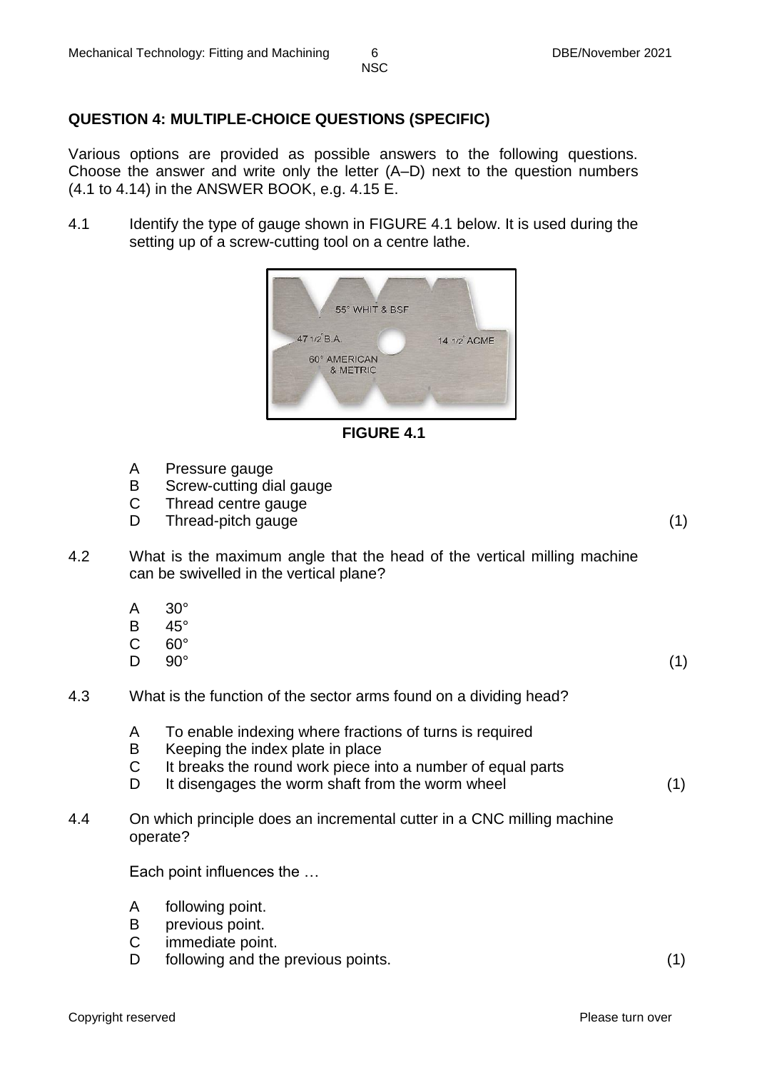## QUESTION 4: MULTIPLE-CHOICE QUESTIONS (SPECIFIC)

Various options are provided as possible answers to the following questions. Choose the answer and write only the letter (A–D) next to the question numbers (4.1 to 4.14) in the ANSWER BOOK, e.g. 4.15 E.

4.1 Identify the type of gauge shown in FIGURE 4.1 below. It is used during the setting up of a screw-cutting tool on a centre lathe.

**FIGURE 4.1**

- A Pressure gauge
- B Screw-cutting dial gauge
- C Thread centre gauge
- D Thread-pitch gauge (1)

4.2 What is the maximum angle that the head of the vertical milling machine can be swivelled in the vertical plane?

- A 30°
- B 45°
- C 60°
- D 90° (1)

4.3 What is the function of the sector arms found on a dividing head?

- A To enable indexing where fractions of turns is required
- B Keeping the index plate in place
- C It breaks the round work piece into a number of equal parts
- D It disengages the worm shaft from the worm wheel (1)

4.4 On which principle does an incremental cutter in a CNC milling machine operate?

Each point influences the …

- A following point.
- B previous point.
- C immediate point.
- D following and the previous points. (1)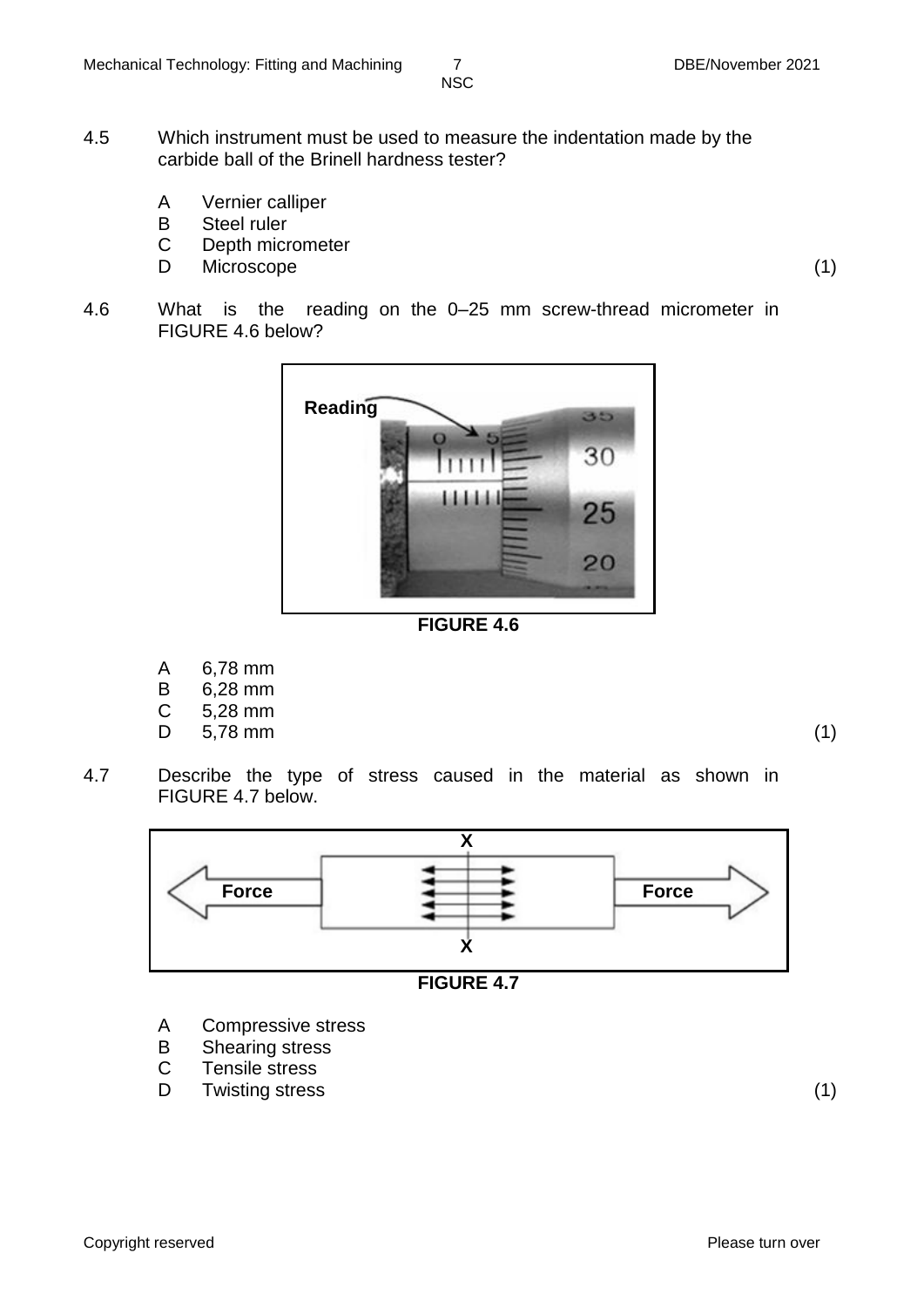4.5 Which instrument must be used to measure the indentation made by the carbide ball of the Brinell hardness tester?

- A Vernier calliper
- B Steel ruler
- C Depth micrometer
- D Microscope (1)

4.6 What is the reading on the 0–25 mm screw-thread micrometer in FIGURE 4.6 below?

FIGURE 4.6

- A 6,78 mm
- B 6,28 mm
- C 5,28 mm
- D 5,78 mm (1)

4.7 Describe the type of stress caused in the material as shown in FIGURE 4.7 below.

FIGURE 4.7

- A Compressive stress
- B Shearing stress
- C Tensile stress
- D Twisting stress (1)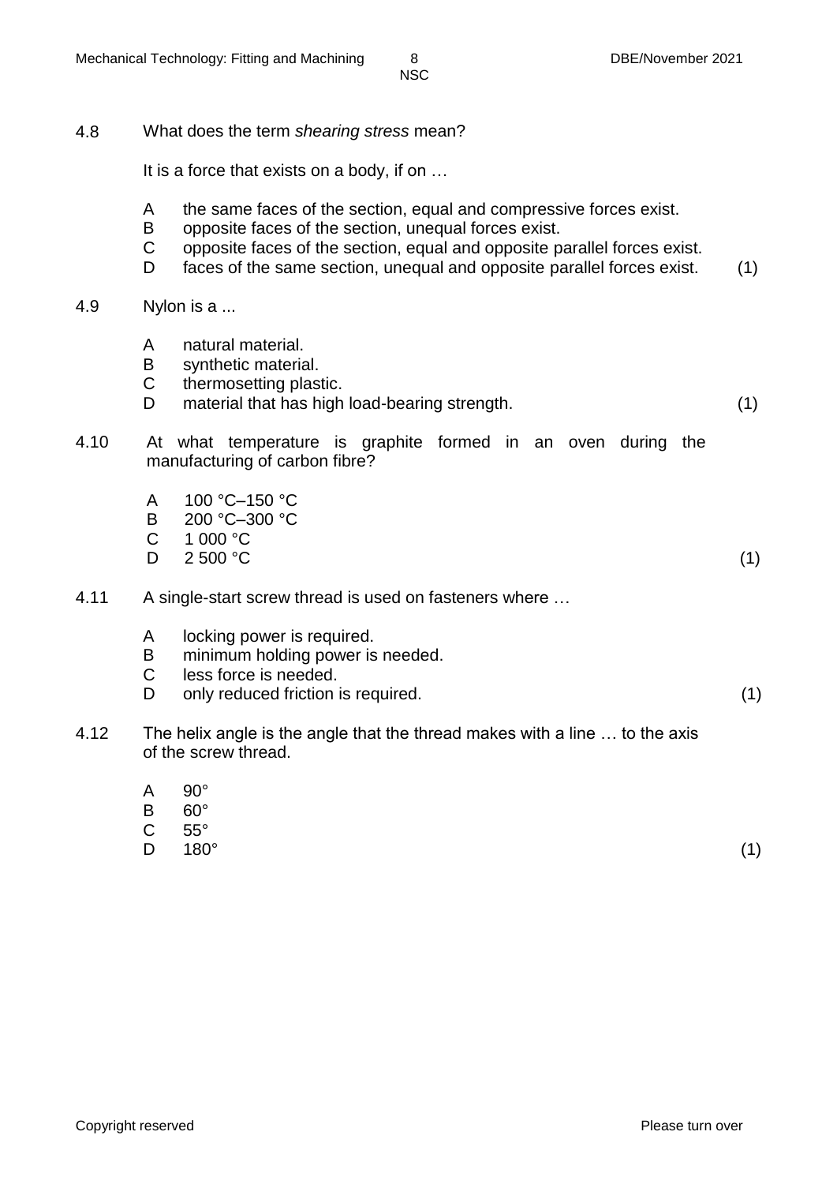4.8 What does the term *shearing stress* mean?

It is a force that exists on a body, if on …

A the same faces of the section, equal and compressive forces exist.
B opposite faces of the section, unequal forces exist.
C opposite faces of the section, equal and opposite parallel forces exist.
D faces of the same section, unequal and opposite parallel forces exist. (1)

4.9 Nylon is a ...

A natural material.
B synthetic material.
C thermosetting plastic.
D material that has high load-bearing strength. (1)

4.10 At what temperature is graphite formed in an oven during the manufacturing of carbon fibre?

A 100 °C–150 °C
B 200 °C–300 °C
C 1 000 °C
D 2 500 °C (1)

4.11 A single-start screw thread is used on fasteners where …

A locking power is required.
B minimum holding power is needed.
C less force is needed.
D only reduced friction is required. (1)

4.12 The helix angle is the angle that the thread makes with a line … to the axis of the screw thread.

A 90°
B 60°
C 55°
D 180° (1)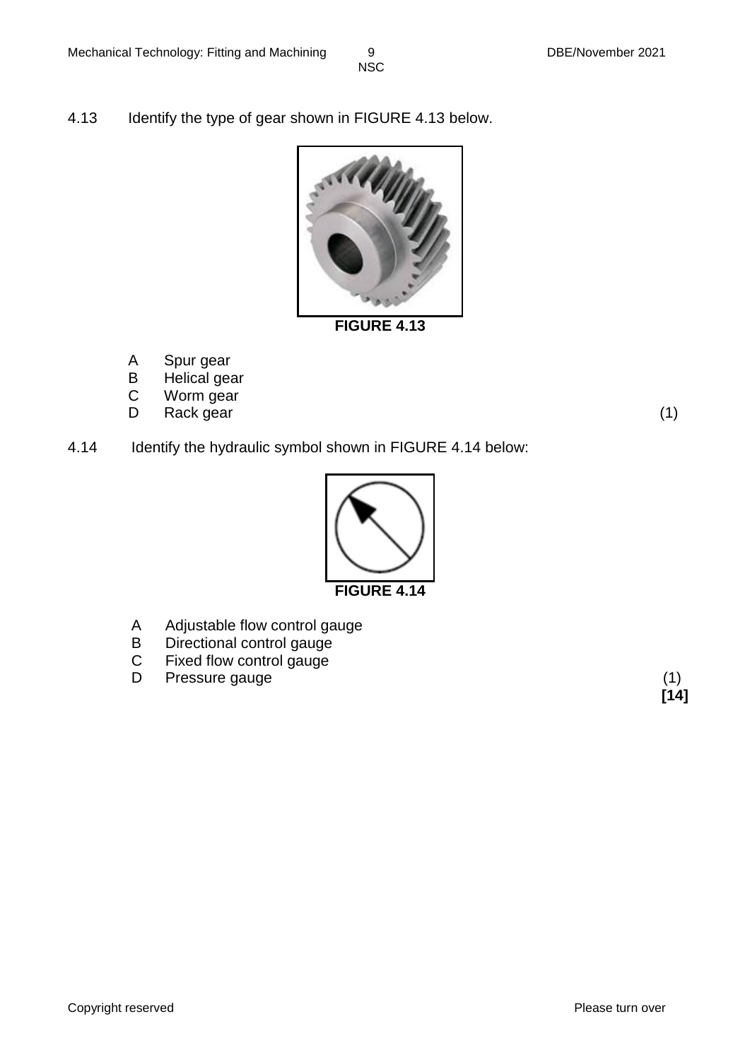4.13 Identify the type of gear shown in FIGURE 4.13 below.

**FIGURE 4.13**

A Spur gear
B Helical gear
C Worm gear
D Rack gear (1)

4.14 Identify the hydraulic symbol shown in FIGURE 4.14 below:

**FIGURE 4.14**

A Adjustable flow control gauge
B Directional control gauge
C Fixed flow control gauge
D Pressure gauge (1)

**[14]**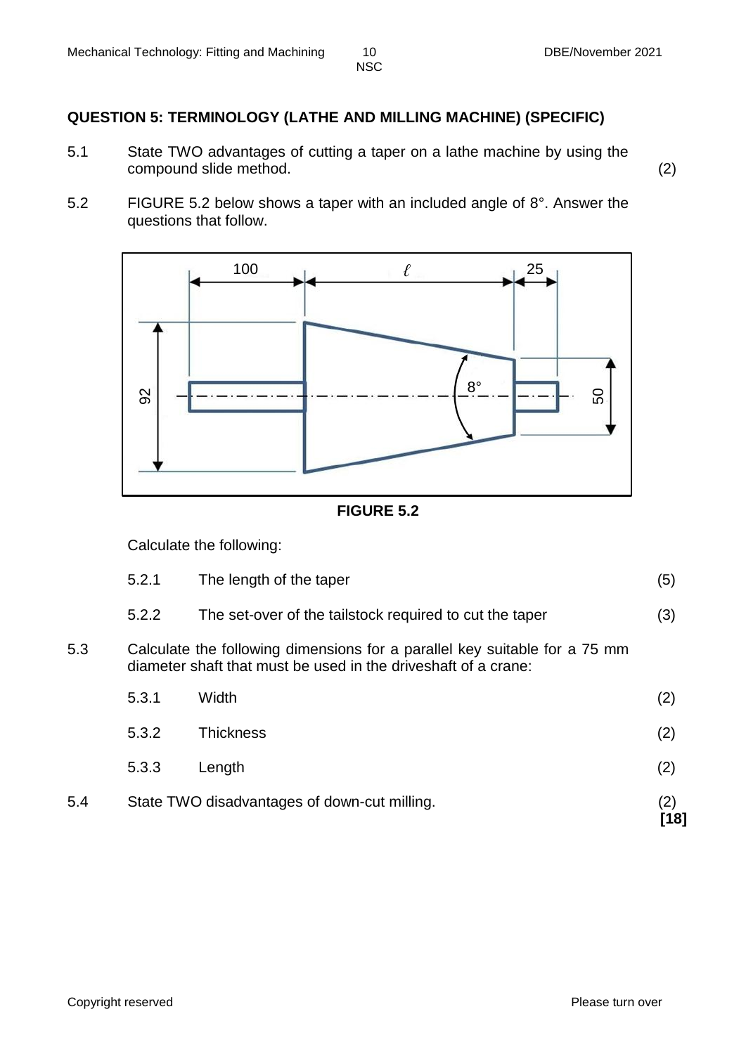## QUESTION 5: TERMINOLOGY (LATHE AND MILLING MACHINE) (SPECIFIC)

5.1 State TWO advantages of cutting a taper on a lathe machine by using the compound slide method. (2)

5.2 FIGURE 5.2 below shows a taper with an included angle of 8°. Answer the questions that follow.

FIGURE 5.2

Calculate the following:

5.2.1 The length of the taper (5)

5.2.2 The set-over of the tailstock required to cut the taper (3)

5.3 Calculate the following dimensions for a parallel key suitable for a 75 mm diameter shaft that must be used in the driveshaft of a crane:

5.3.1 Width (2)

5.3.2 Thickness (2)

5.3.3 Length (2)

5.4 State TWO disadvantages of down-cut milling. (2)

**[18]**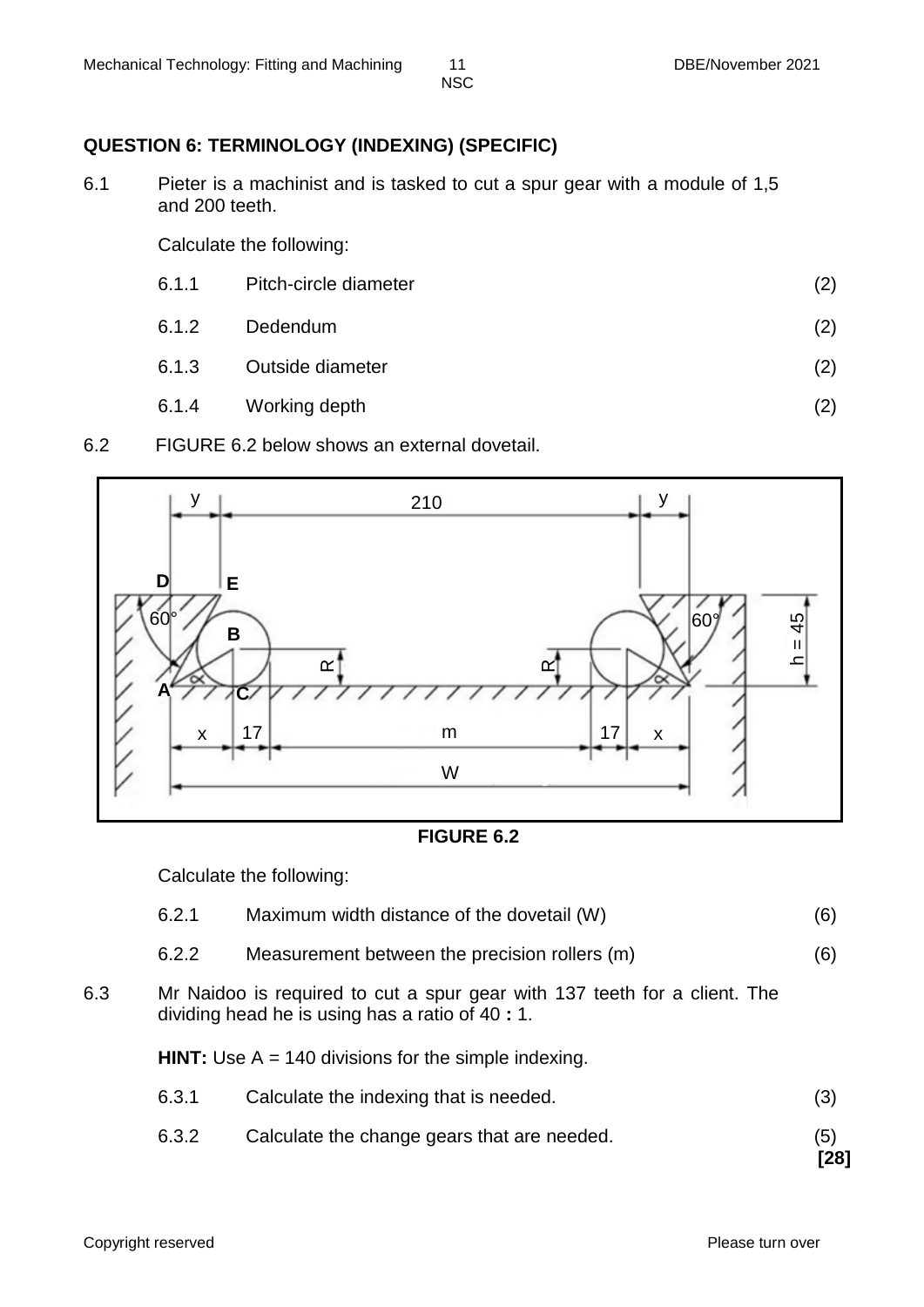## QUESTION 6: TERMINOLOGY (INDEXING) (SPECIFIC)

6.1 Pieter is a machinist and is tasked to cut a spur gear with a module of 1,5 and 200 teeth.

Calculate the following:

| | | |
|---|---|---|
| 6.1.1 | Pitch-circle diameter | (2) |
| 6.1.2 | Dedendum | (2) |
| 6.1.3 | Outside diameter | (2) |
| 6.1.4 | Working depth | (2) |

6.2 FIGURE 6.2 below shows an external dovetail.

**FIGURE 6.2**

Calculate the following:

| | | |
|---|---|---|
| 6.2.1 | Maximum width distance of the dovetail (W) | (6) |
| 6.2.2 | Measurement between the precision rollers (m) | (6) |

6.3 Mr Naidoo is required to cut a spur gear with 137 teeth for a client. The dividing head he is using has a ratio of 40 **:** 1.

**HINT:** Use A = 140 divisions for the simple indexing.

| | | |
|---|---|---|
| 6.3.1 | Calculate the indexing that is needed. | (3) |
| 6.3.2 | Calculate the change gears that are needed. | (5) |

**[28]**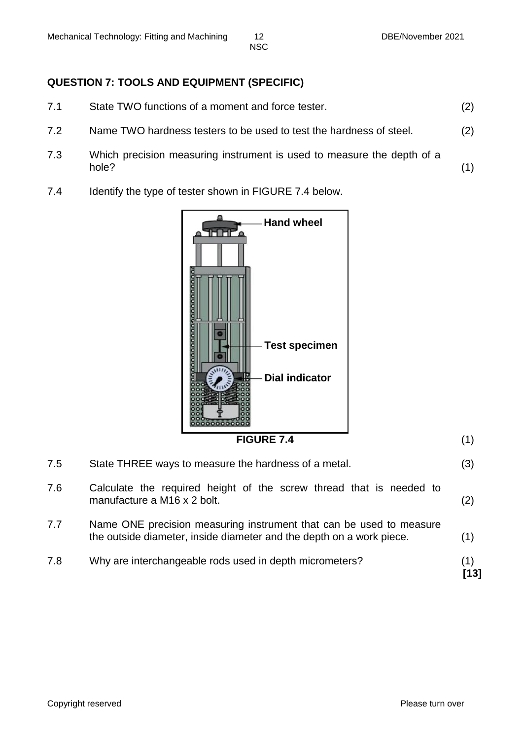## QUESTION 7: TOOLS AND EQUIPMENT (SPECIFIC)

7.1 State TWO functions of a moment and force tester. (2)

7.2 Name TWO hardness testers to be used to test the hardness of steel. (2)

7.3 Which precision measuring instrument is used to measure the depth of a hole? (1)

7.4 Identify the type of tester shown in FIGURE 7.4 below.

Hand wheel

Test specimen

Dial indicator

**FIGURE 7.4** (1)

7.5 State THREE ways to measure the hardness of a metal. (3)

7.6 Calculate the required height of the screw thread that is needed to manufacture a M16 x 2 bolt. (2)

7.7 Name ONE precision measuring instrument that can be used to measure the outside diameter, inside diameter and the depth on a work piece. (1)

7.8 Why are interchangeable rods used in depth micrometers? (1)

**[13]**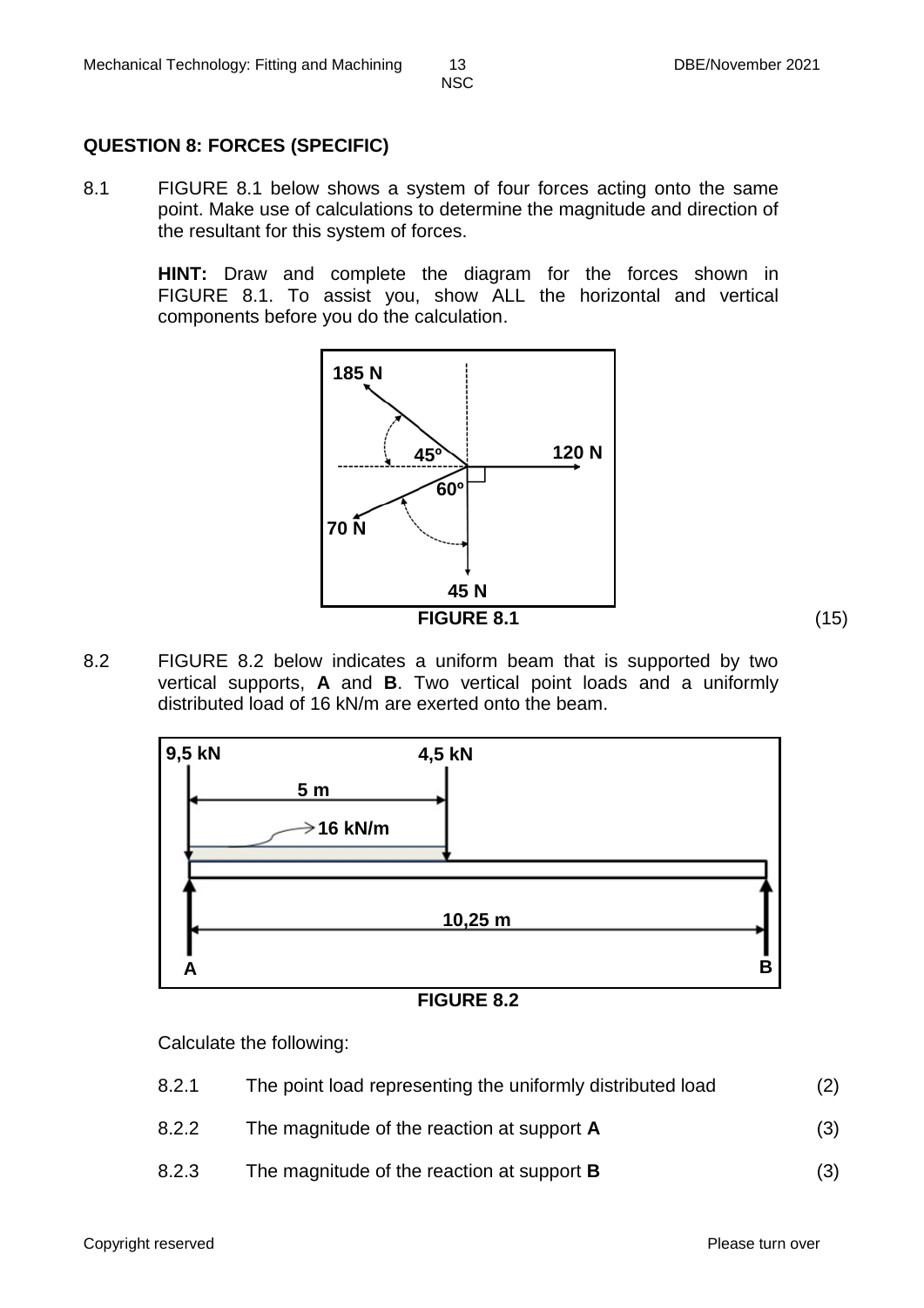## QUESTION 8: FORCES (SPECIFIC)

8.1 FIGURE 8.1 below shows a system of four forces acting onto the same point. Make use of calculations to determine the magnitude and direction of the resultant for this system of forces.

**HINT:** Draw and complete the diagram for the forces shown in FIGURE 8.1. To assist you, show ALL the horizontal and vertical components before you do the calculation.

**FIGURE 8.1** (15)

8.2 FIGURE 8.2 below indicates a uniform beam that is supported by two vertical supports, **A** and **B**. Two vertical point loads and a uniformly distributed load of 16 kN/m are exerted onto the beam.

**FIGURE 8.2**

Calculate the following:

| | | |
|---|---|---|
| 8.2.1 | The point load representing the uniformly distributed load | (2) |
| 8.2.2 | The magnitude of the reaction at support **A** | (3) |
| 8.2.3 | The magnitude of the reaction at support **B** | (3) |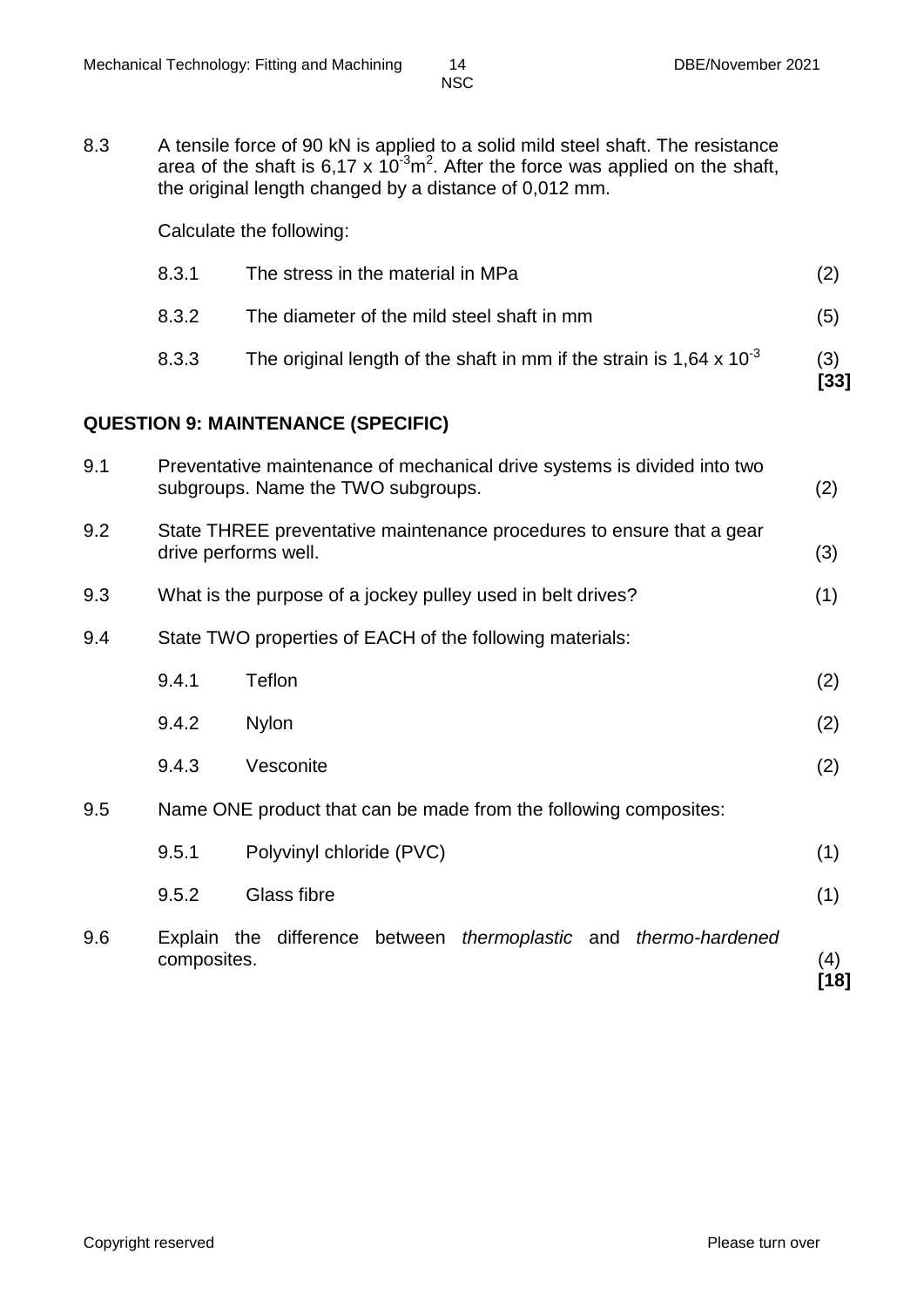8.3 A tensile force of 90 kN is applied to a solid mild steel shaft. The resistance area of the shaft is $6,17 \times 10^{-3} m^2$. After the force was applied on the shaft, the original length changed by a distance of 0,012 mm.

Calculate the following:

8.3.1 The stress in the material in MPa (2)

8.3.2 The diameter of the mild steel shaft in mm (5)

8.3.3 The original length of the shaft in mm if the strain is $1,64 \times 10^{-3}$ (3)
**[33]**

## QUESTION 9: MAINTENANCE (SPECIFIC)

9.1 Preventative maintenance of mechanical drive systems is divided into two subgroups. Name the TWO subgroups. (2)

9.2 State THREE preventative maintenance procedures to ensure that a gear drive performs well. (3)

9.3 What is the purpose of a jockey pulley used in belt drives? (1)

9.4 State TWO properties of EACH of the following materials:

9.4.1 Teflon (2)

9.4.2 Nylon (2)

9.4.3 Vesconite (2)

9.5 Name ONE product that can be made from the following composites:

9.5.1 Polyvinyl chloride (PVC) (1)

9.5.2 Glass fibre (1)

9.6 Explain the difference between *thermoplastic* and *thermo-hardened* composites. (4)
**[18]**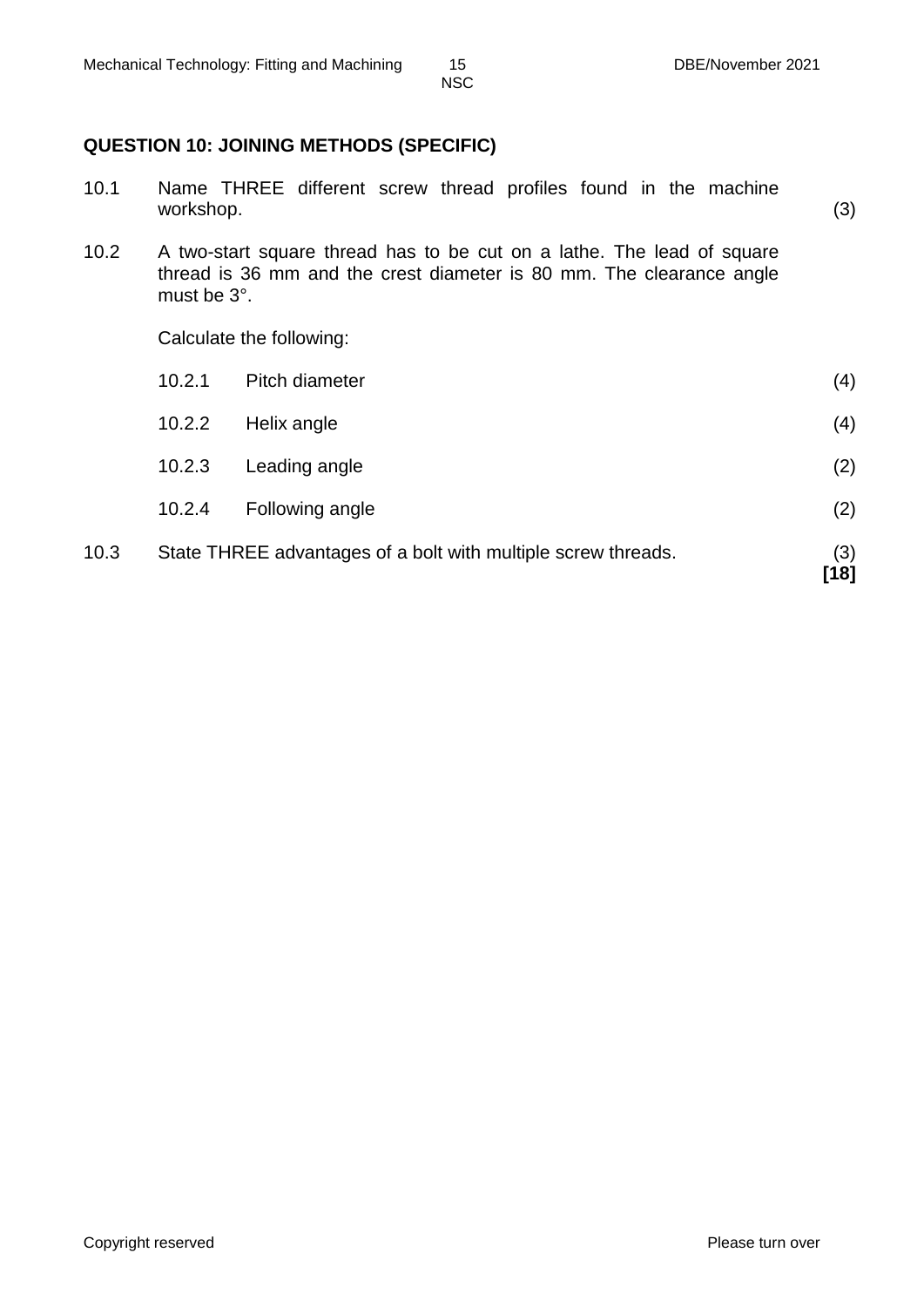## QUESTION 10: JOINING METHODS (SPECIFIC)

10.1 Name THREE different screw thread profiles found in the machine workshop. (3)

10.2 A two-start square thread has to be cut on a lathe. The lead of square thread is 36 mm and the crest diameter is 80 mm. The clearance angle must be 3°.

Calculate the following:

10.2.1 Pitch diameter (4)

10.2.2 Helix angle (4)

10.2.3 Leading angle (2)

10.2.4 Following angle (2)

10.3 State THREE advantages of a bolt with multiple screw threads. (3)

**[18]**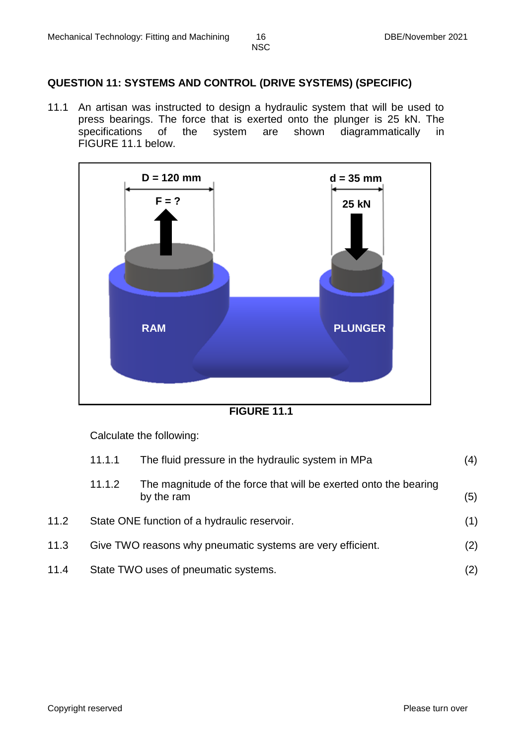## QUESTION 11: SYSTEMS AND CONTROL (DRIVE SYSTEMS) (SPECIFIC)

11.1 An artisan was instructed to design a hydraulic system that will be used to press bearings. The force that is exerted onto the plunger is 25 kN. The specifications of the system are shown diagrammatically in FIGURE 11.1 below.

D = 120 mm

F = ?

d = 35 mm

25 kN

RAM

PLUNGER

**FIGURE 11.1**

Calculate the following:

| | | |
|---|---|---|
| 11.1.1 | The fluid pressure in the hydraulic system in MPa | (4) |
| 11.1.2 | The magnitude of the force that will be exerted onto the bearing by the ram | (5) |

| | | |
|---|---|---|
| 11.2 | State ONE function of a hydraulic reservoir. | (1) |
| 11.3 | Give TWO reasons why pneumatic systems are very efficient. | (2) |
| 11.4 | State TWO uses of pneumatic systems. | (2) |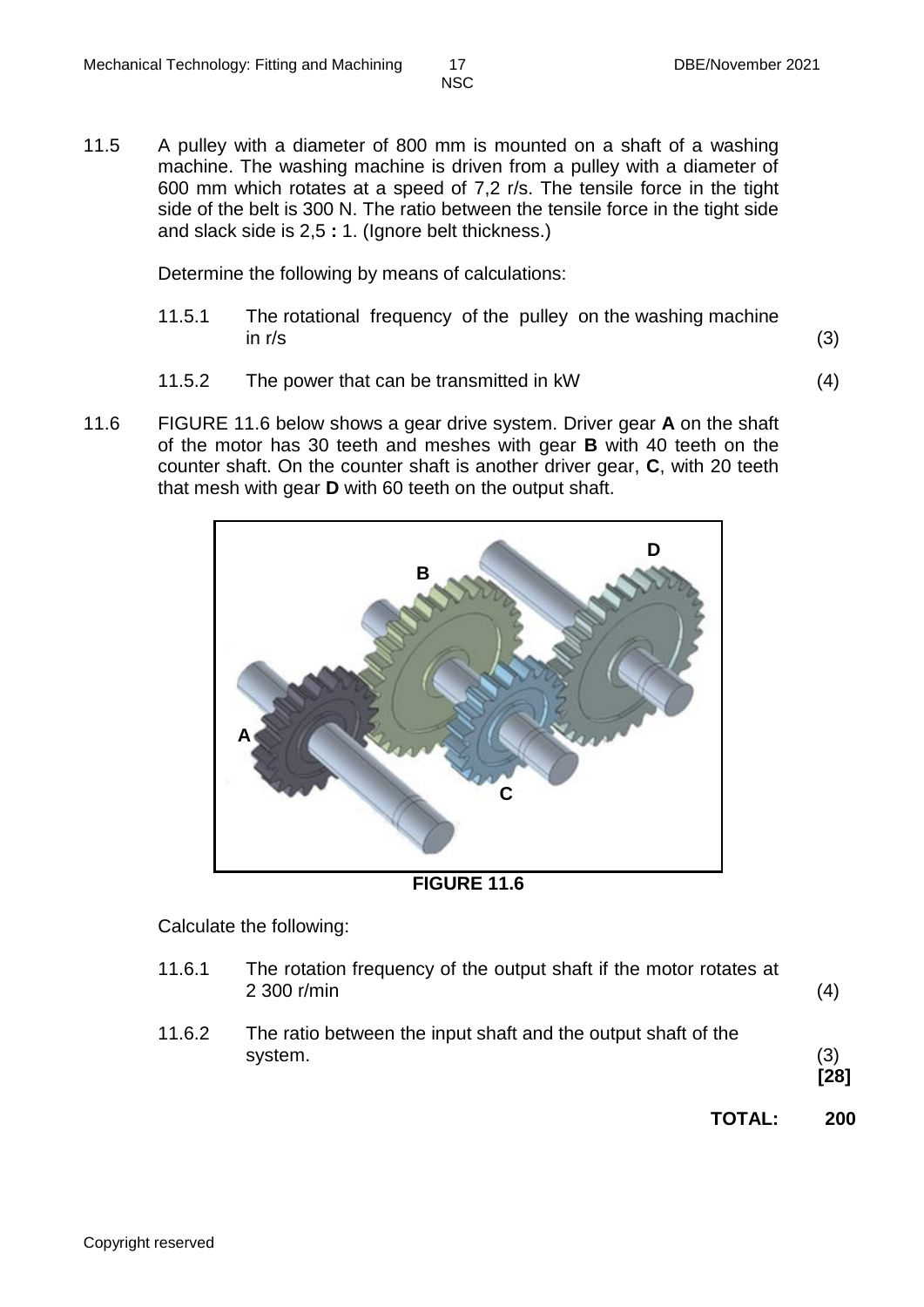11.5 A pulley with a diameter of 800 mm is mounted on a shaft of a washing machine. The washing machine is driven from a pulley with a diameter of 600 mm which rotates at a speed of 7,2 r/s. The tensile force in the tight side of the belt is 300 N. The ratio between the tensile force in the tight side and slack side is 2,5 **:** 1. (Ignore belt thickness.)

Determine the following by means of calculations:

11.5.1 The rotational frequency of the pulley on the washing machine in r/s (3)

11.5.2 The power that can be transmitted in kW (4)

11.6 FIGURE 11.6 below shows a gear drive system. Driver gear **A** on the shaft of the motor has 30 teeth and meshes with gear **B** with 40 teeth on the counter shaft. On the counter shaft is another driver gear, **C**, with 20 teeth that mesh with gear **D** with 60 teeth on the output shaft.

**FIGURE 11.6**

Calculate the following:

11.6.1 The rotation frequency of the output shaft if the motor rotates at 2 300 r/min (4)

11.6.2 The ratio between the input shaft and the output shaft of the system. (3)

**[28]**

**TOTAL: 200**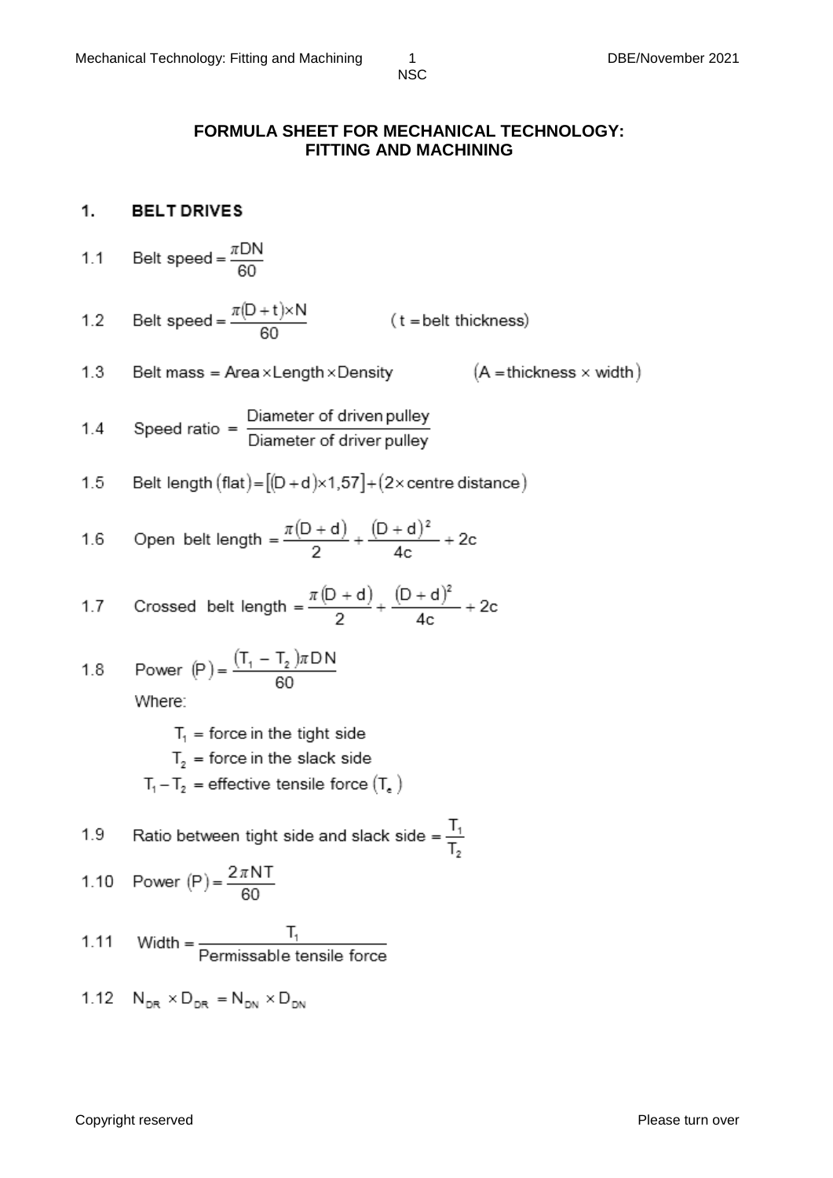# FORMULA SHEET FOR MECHANICAL TECHNOLOGY: FITTING AND MACHINING

## 1. BELT DRIVES

1.1 $\text{Belt speed} = \dfrac{\pi DN}{60}$

1.2 $\text{Belt speed} = \dfrac{\pi(D+t)\times N}{60}$ $\qquad (t = \text{belt thickness})$

1.3 $\text{Belt mass} = \text{Area} \times \text{Length} \times \text{Density}$ $\qquad (A = \text{thickness} \times \text{width})$

1.4 $\text{Speed ratio} = \dfrac{\text{Diameter of driven pulley}}{\text{Diameter of driver pulley}}$

1.5 $\text{Belt length (flat)} = [(D+d)\times 1{,}57] + (2 \times \text{centre distance})$

1.6 $\text{Open belt length} = \dfrac{\pi(D+d)}{2} + \dfrac{(D-d)^2}{4c} + 2c$

1.7 $\text{Crossed belt length} = \dfrac{\pi(D+d)}{2} + \dfrac{(D+d)^2}{4c} + 2c$

1.8 $\text{Power } (P) = \dfrac{(T_1 - T_2)\pi DN}{60}$

Where:

$T_1$ = force in the tight side

$T_2$ = force in the slack side

$T_1 - T_2$ = effective tensile force $(T_e)$

1.9 $\text{Ratio between tight side and slack side} = \dfrac{T_1}{T_2}$

1.10 $\text{Power } (P) = \dfrac{2\pi NT}{60}$

1.11 $\text{Width} = \dfrac{T_1}{\text{Permissable tensile force}}$

1.12 $N_{DR} \times D_{DR} = N_{DN} \times D_{DN}$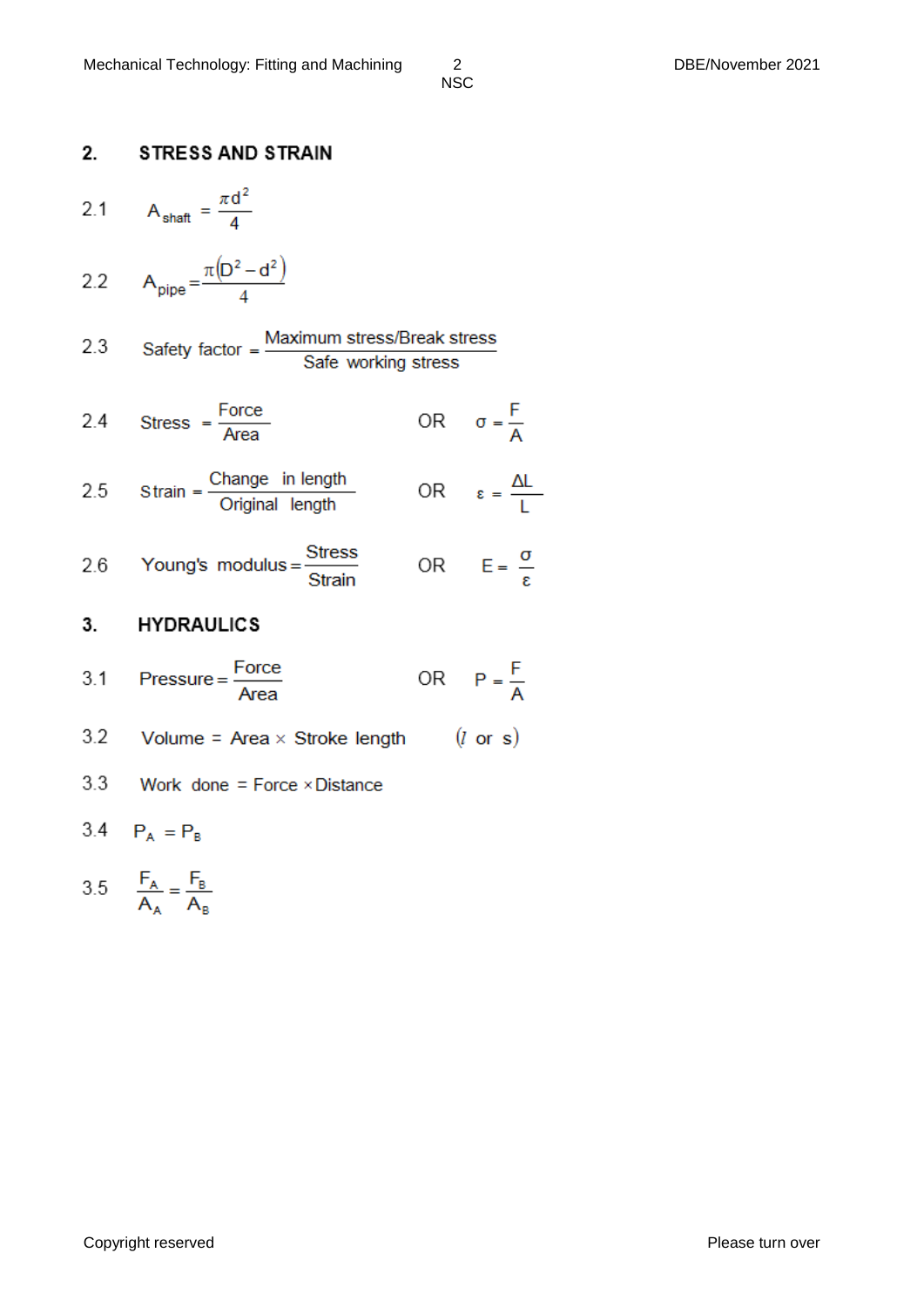## 2. STRESS AND STRAIN

2.1 $A_{shaft} = \dfrac{\pi d^2}{4}$

2.2 $A_{pipe} = \dfrac{\pi(D^2 - d^2)}{4}$

2.3 $\text{Safety factor} = \dfrac{\text{Maximum stress/Break stress}}{\text{Safe working stress}}$

2.4 $\text{Stress} = \dfrac{\text{Force}}{\text{Area}}$ OR $\sigma = \dfrac{F}{A}$

2.5 $\text{Strain} = \dfrac{\text{Change in length}}{\text{Original length}}$ OR $\varepsilon = \dfrac{\Delta L}{L}$

2.6 $\text{Young's modulus} = \dfrac{\text{Stress}}{\text{Strain}}$ OR $E = \dfrac{\sigma}{\varepsilon}$

## 3. HYDRAULICS

3.1 $\text{Pressure} = \dfrac{\text{Force}}{\text{Area}}$ OR $P = \dfrac{F}{A}$

3.2 $\text{Volume} = \text{Area} \times \text{Stroke length} \quad (l \text{ or } s)$

3.3 $\text{Work done} = \text{Force} \times \text{Distance}$

3.4 $P_A = P_B$

3.5 $\dfrac{F_A}{A_A} = \dfrac{F_B}{A_B}$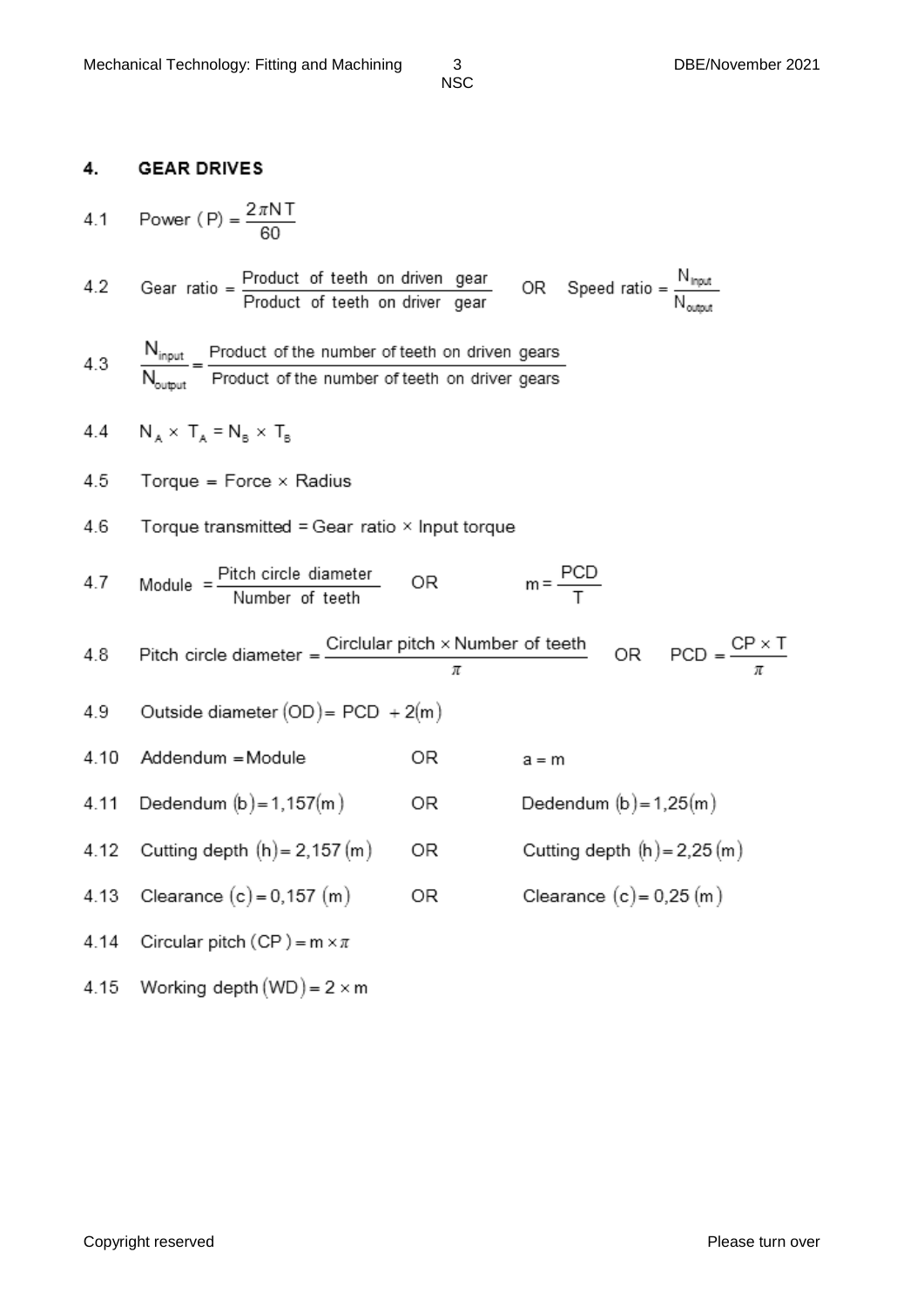## 4. GEAR DRIVES

4.1 Power $(P) = \dfrac{2\pi NT}{60}$

4.2 Gear ratio $= \dfrac{\text{Product of teeth on driven gear}}{\text{Product of teeth on driver gear}}$ OR Speed ratio $= \dfrac{N_{input}}{N_{output}}$

4.3 $\dfrac{N_{input}}{N_{output}} = \dfrac{\text{Product of the number of teeth on driven gears}}{\text{Product of the number of teeth on driver gears}}$

4.4 $N_A \times T_A = N_B \times T_B$

4.5 Torque = Force × Radius

4.6 Torque transmitted = Gear ratio × Input torque

4.7 Module $= \dfrac{\text{Pitch circle diameter}}{\text{Number of teeth}}$ OR $m = \dfrac{PCD}{T}$

4.8 Pitch circle diameter $= \dfrac{\text{Circlular pitch} \times \text{Number of teeth}}{\pi}$ OR $PCD = \dfrac{CP \times T}{\pi}$

4.9 Outside diameter $(OD) = PCD + 2(m)$

4.10 Addendum = Module OR $a = m$

4.11 Dedendum $(b) = 1{,}157(m)$ OR Dedendum $(b) = 1{,}25(m)$

4.12 Cutting depth $(h) = 2{,}157\,(m)$ OR Cutting depth $(h) = 2{,}25\,(m)$

4.13 Clearance $(c) = 0{,}157\,(m)$ OR Clearance $(c) = 0{,}25\,(m)$

4.14 Circular pitch $(CP) = m \times \pi$

4.15 Working depth $(WD) = 2 \times m$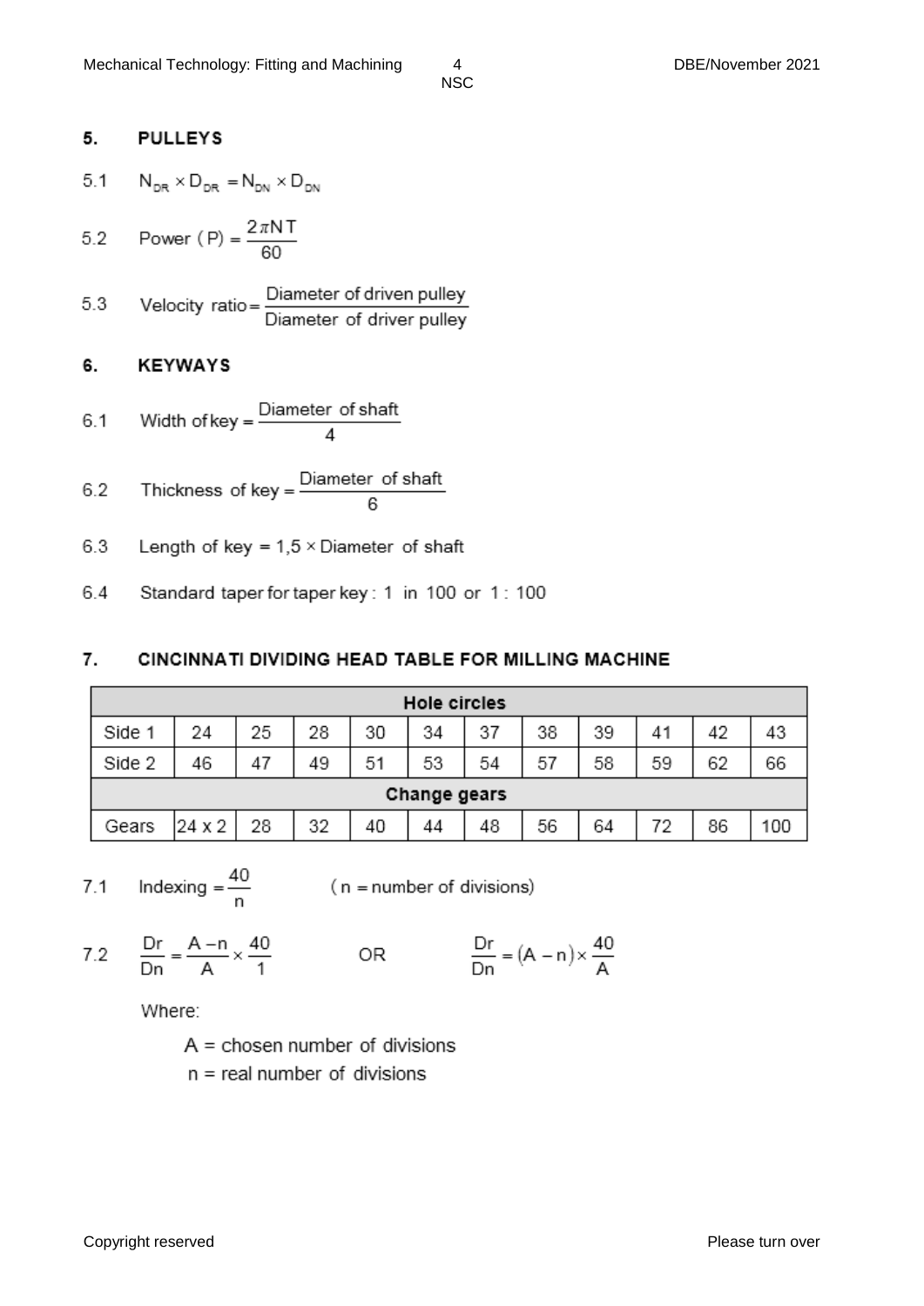## 5. PULLEYS

5.1 $N_{DR} \times D_{DR} = N_{DN} \times D_{DN}$

5.2 $\text{Power (P)} = \dfrac{2\pi NT}{60}$

5.3 $\text{Velocity ratio} = \dfrac{\text{Diameter of driven pulley}}{\text{Diameter of driver pulley}}$

## 6. KEYWAYS

6.1 $\text{Width of key} = \dfrac{\text{Diameter of shaft}}{4}$

6.2 $\text{Thickness of key} = \dfrac{\text{Diameter of shaft}}{6}$

6.3 Length of key = 1,5 × Diameter of shaft

6.4 Standard taper for taper key : 1 in 100 or 1 : 100

## 7. CINCINNATI DIVIDING HEAD TABLE FOR MILLING MACHINE

| Hole circles | | | | | | | | | | | |
|---|---|---|---|---|---|---|---|---|---|---|---|
| Side 1 | 24 | 25 | 28 | 30 | 34 | 37 | 38 | 39 | 41 | 42 | 43 |
| Side 2 | 46 | 47 | 49 | 51 | 53 | 54 | 57 | 58 | 59 | 62 | 66 |
| **Change gears** | | | | | | | | | | | |
| Gears | 24 x 2 | 28 | 32 | 40 | 44 | 48 | 56 | 64 | 72 | 86 | 100 |

7.1 $\text{Indexing} = \dfrac{40}{n}$ (n = number of divisions)

7.2 $\dfrac{Dr}{Dn} = \dfrac{A-n}{A} \times \dfrac{40}{1}$ OR $\dfrac{Dr}{Dn} = (A-n) \times \dfrac{40}{A}$

Where:

A = chosen number of divisions

n = real number of divisions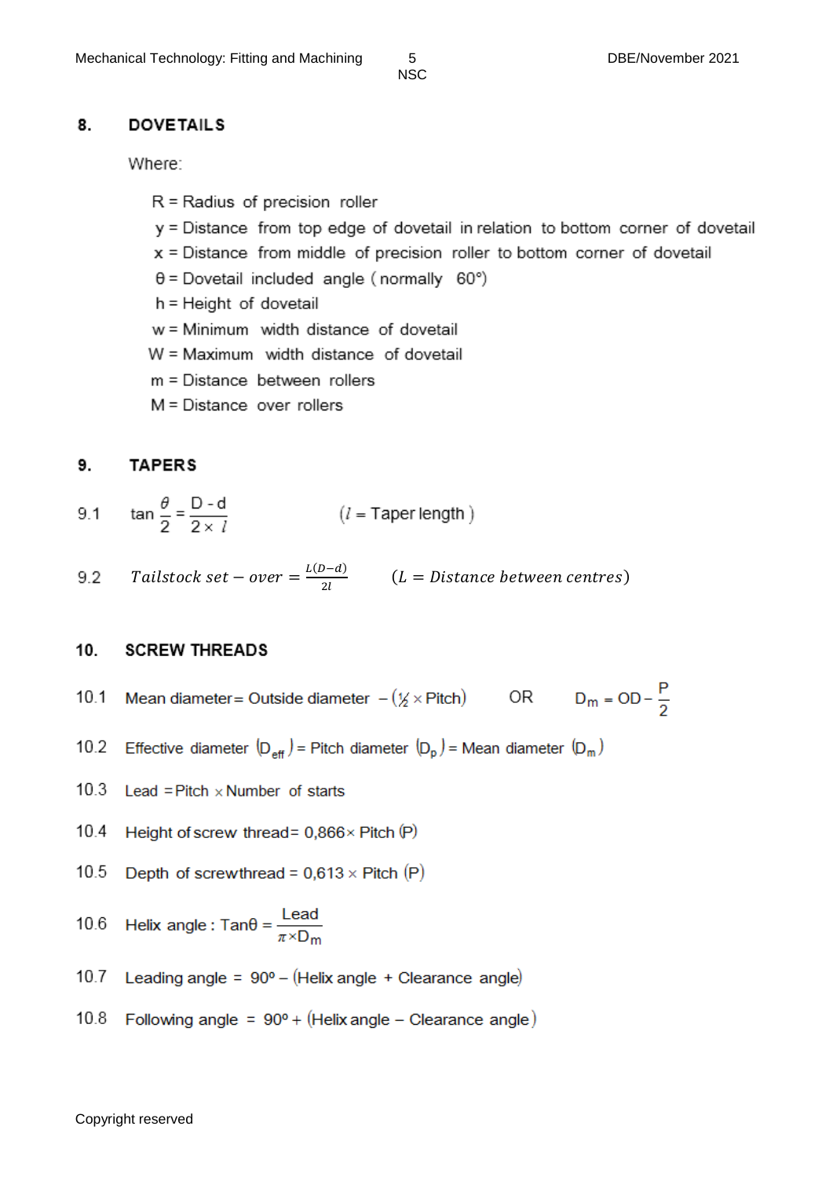## 8. DOVETAILS

Where:

- R = Radius of precision roller
- y = Distance from top edge of dovetail in relation to bottom corner of dovetail
- x = Distance from middle of precision roller to bottom corner of dovetail
- θ = Dovetail included angle (normally 60°)
- h = Height of dovetail
- w = Minimum width distance of dovetail
- W = Maximum width distance of dovetail
- m = Distance between rollers
- M = Distance over rollers

## 9. TAPERS

9.1 $\tan\frac{\theta}{2} = \frac{D - d}{2 \times l}$ $\quad$ ($l$ = Taper length)

9.2 $Tailstock\ set - over = \frac{L(D-d)}{2l}$ $\quad$ ($L = Distance\ between\ centres$)

## 10. SCREW THREADS

10.1 Mean diameter = Outside diameter $-(\frac{1}{2} \times \text{Pitch})$ OR $D_m = OD - \frac{P}{2}$

10.2 Effective diameter $(D_{eff})$ = Pitch diameter $(D_p)$ = Mean diameter $(D_m)$

10.3 Lead = Pitch × Number of starts

10.4 Height of screw thread = 0,866 × Pitch (P)

10.5 Depth of screwthread = 0,613 × Pitch (P)

10.6 Helix angle : $\text{Tan}\theta = \frac{\text{Lead}}{\pi \times D_m}$

10.7 Leading angle = 90° – (Helix angle + Clearance angle)

10.8 Following angle = 90° + (Helix angle – Clearance angle)